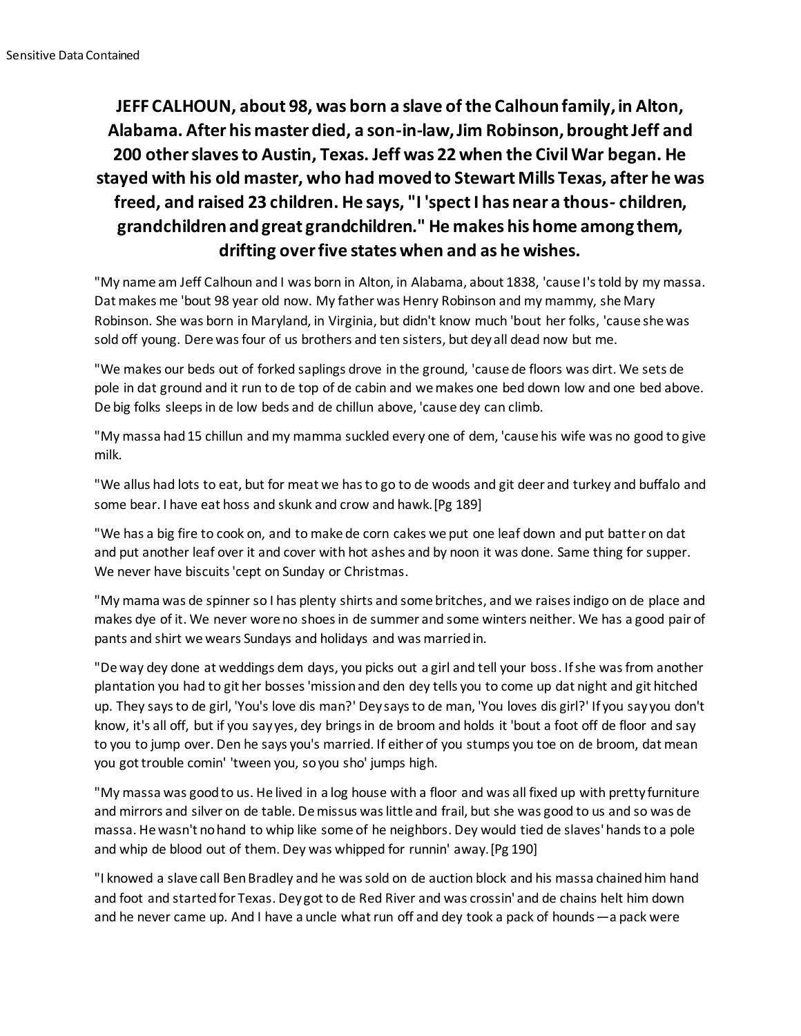**JEFF CALHOUN, about 98, was born a slave of the Calhoun family, in Alton, Alabama. After his master died, a son-in-law, Jim Robinson, brought Jeff and 200 other slaves to Austin, Texas. Jeff was 22 when the Civil War began. He stayed with his old master, who had moved to Stewart Mills Texas, after he was freed, and raised 23 children. He says, "I 'spect I has near a thous- children, grandchildren and great grandchildren." He makes his home among them, drifting over five states when and as he wishes.**

"My name am Jeff Calhoun and I was born in Alton, in Alabama, about 1838, 'cause I's told by my massa. Dat makes me 'bout 98 year old now. My father was Henry Robinson and my mammy, she Mary Robinson. She was born in Maryland, in Virginia, but didn't know much 'bout her folks, 'cause she was sold off young. Dere was four of us brothers and ten sisters, but dey all dead now but me.

"We makes our beds out of forked saplings drove in the ground, 'cause de floors was dirt. We sets de pole in dat ground and it run to de top of de cabin and we makes one bed down low and one bed above. De big folks sleeps in de low beds and de chillun above, 'cause dey can climb.

"My massa had 15 chillun and my mamma suckled every one of dem, 'cause his wife was no good to give milk.

"We allus had lots to eat, but for meat we has to go to de woods and git deer and turkey and buffalo and some bear. I have eat hoss and skunk and crow and hawk. [Pg 189]

"We has a big fire to cook on, and to make de corn cakes we put one leaf down and put batter on dat and put another leaf over it and cover with hot ashes and by noon it was done. Same thing for supper. We never have biscuits 'cept on Sunday or Christmas.

"My mama was de spinner so I has plenty shirts and some britches, and we raises indigo on de place and makes dye of it. We never wore no shoes in de summer and some winters neither. We has a good pair of pants and shirt we wears Sundays and holidays and was married in.

"De way dey done at weddings dem days, you picks out a girl and tell your boss. If she was from another plantation you had to git her bosses 'mission and den dey tells you to come up dat night and git hitched up. They says to de girl, 'You's love dis man?' Dey says to de man, 'You loves dis girl?' If you say you don't know, it's all off, but if you say yes, dey brings in de broom and holds it 'bout a foot off de floor and say to you to jump over. Den he says you's married. If either of you stumps you toe on de broom, dat mean you got trouble comin' 'tween you, so you sho' jumps high.

"My massa was good to us. He lived in a log house with a floor and was all fixed up with pretty furniture and mirrors and silver on de table. De missus was little and frail, but she was good to us and so was de massa. He wasn't no hand to whip like some of he neighbors. Dey would tied de slaves' hands to a pole and whip de blood out of them. Dey was whipped for runnin' away. [Pg 190]

"I knowed a slave call Ben Bradley and he was sold on de auction block and his massa chained him hand and foot and started for Texas. Dey got to de Red River and was crossin' and de chains helt him down and he never came up. And I have a uncle what run off and dey took a pack of hounds—a pack were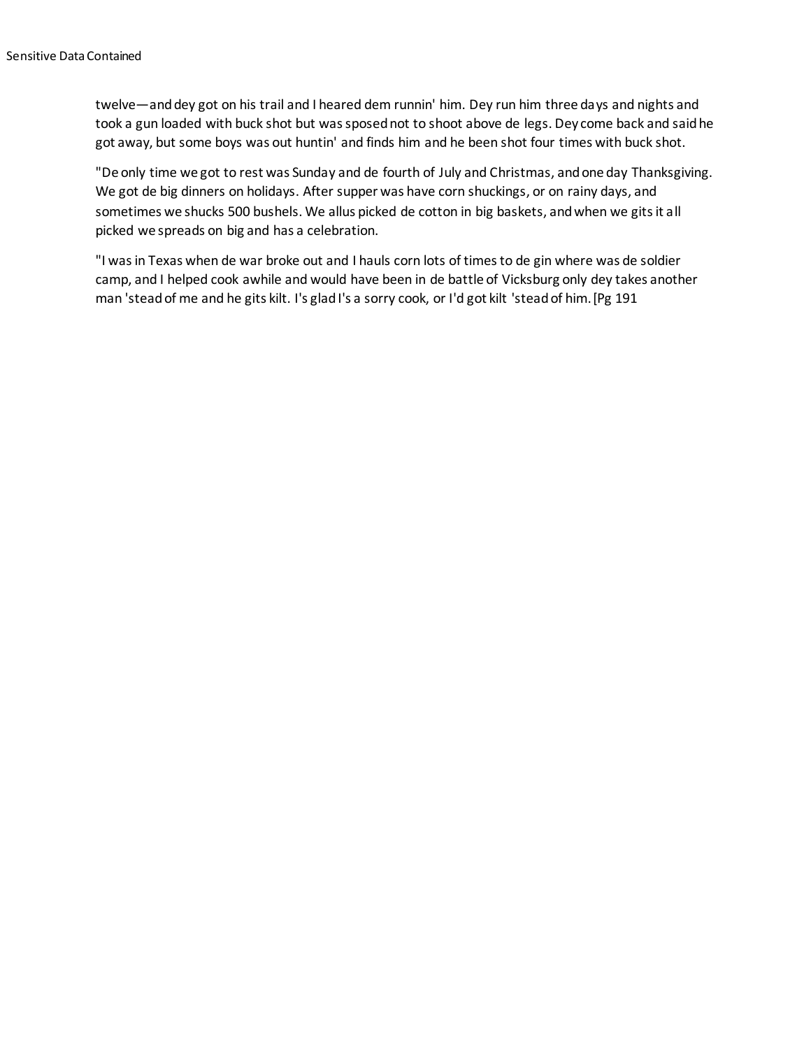twelve—and dey got on his trail and I heared dem runnin' him. Dey run him three days and nights and took a gun loaded with buck shot but was sposed not to shoot above de legs. Dey come back and said he got away, but some boys was out huntin' and finds him and he been shot four times with buck shot.

"De only time we got to rest was Sunday and de fourth of July and Christmas, and one day Thanksgiving. We got de big dinners on holidays. After supper was have corn shuckings, or on rainy days, and sometimes we shucks 500 bushels. We allus picked de cotton in big baskets, and when we gits it all picked we spreads on big and has a celebration.

"I was in Texas when de war broke out and I hauls corn lots of times to de gin where was de soldier camp, and I helped cook awhile and would have been in de battle of Vicksburg only dey takes another man 'stead of me and he gits kilt. I's glad I's a sorry cook, or I'd got kilt 'stead of him. [Pg 191